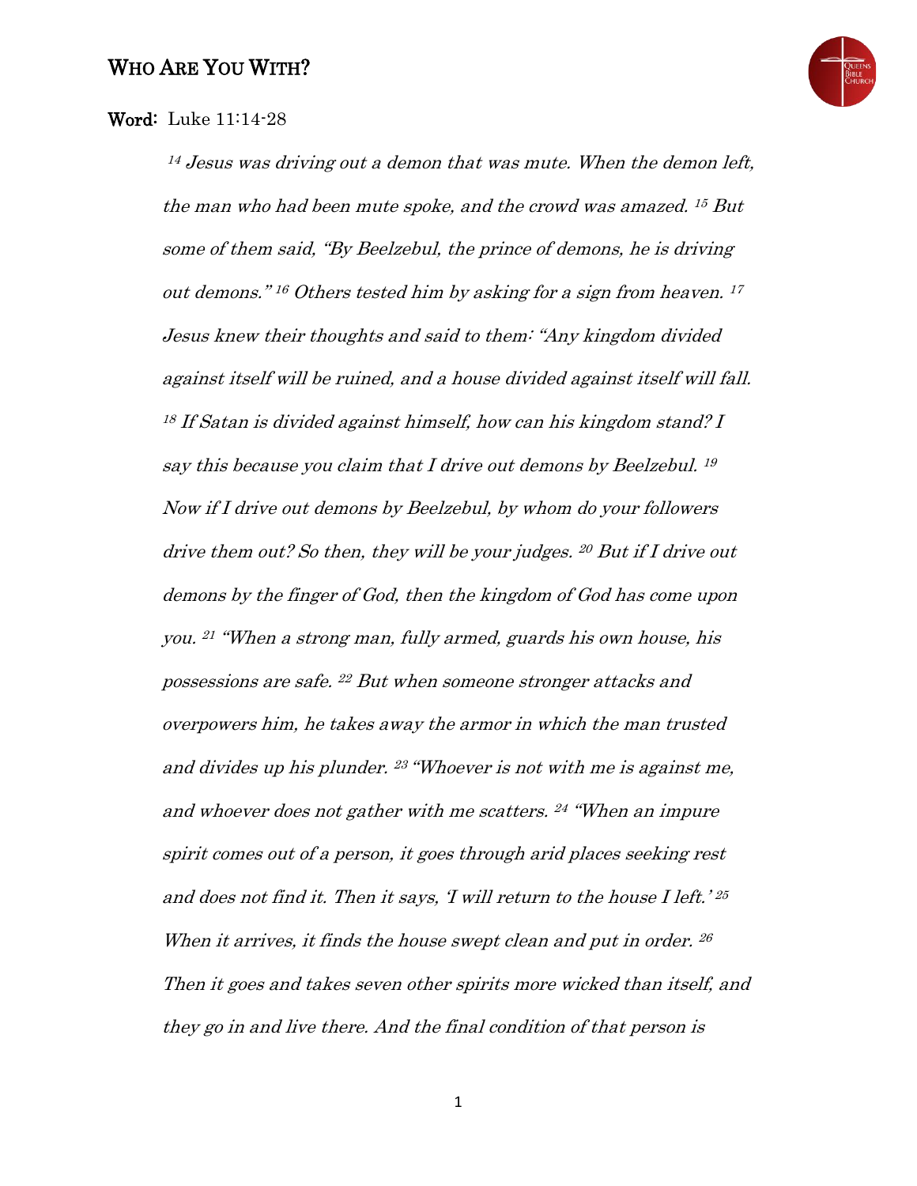# WHO ARE YOU WITH?

**Word:** Luke 11:14-28

> *[14] Jesus was driving out a demon that was mute. When the demon left, the man who had been mute spoke, and the crowd was amazed. [15] But some of them said, "By Beelzebul, the prince of demons, he is driving out demons." [16] Others tested him by asking for a sign from heaven. [17] Jesus knew their thoughts and said to them: "Any kingdom divided against itself will be ruined, and a house divided against itself will fall. [18] If Satan is divided against himself, how can his kingdom stand? I say this because you claim that I drive out demons by Beelzebul. [19] Now if I drive out demons by Beelzebul, by whom do your followers drive them out? So then, they will be your judges. [20] But if I drive out demons by the finger of God, then the kingdom of God has come upon you. [21] "When a strong man, fully armed, guards his own house, his possessions are safe. [22] But when someone stronger attacks and overpowers him, he takes away the armor in which the man trusted and divides up his plunder. [23] "Whoever is not with me is against me, and whoever does not gather with me scatters. [24] "When an impure spirit comes out of a person, it goes through arid places seeking rest and does not find it. Then it says, 'I will return to the house I left.' [25] When it arrives, it finds the house swept clean and put in order. [26] Then it goes and takes seven other spirits more wicked than itself, and they go in and live there. And the final condition of that person is*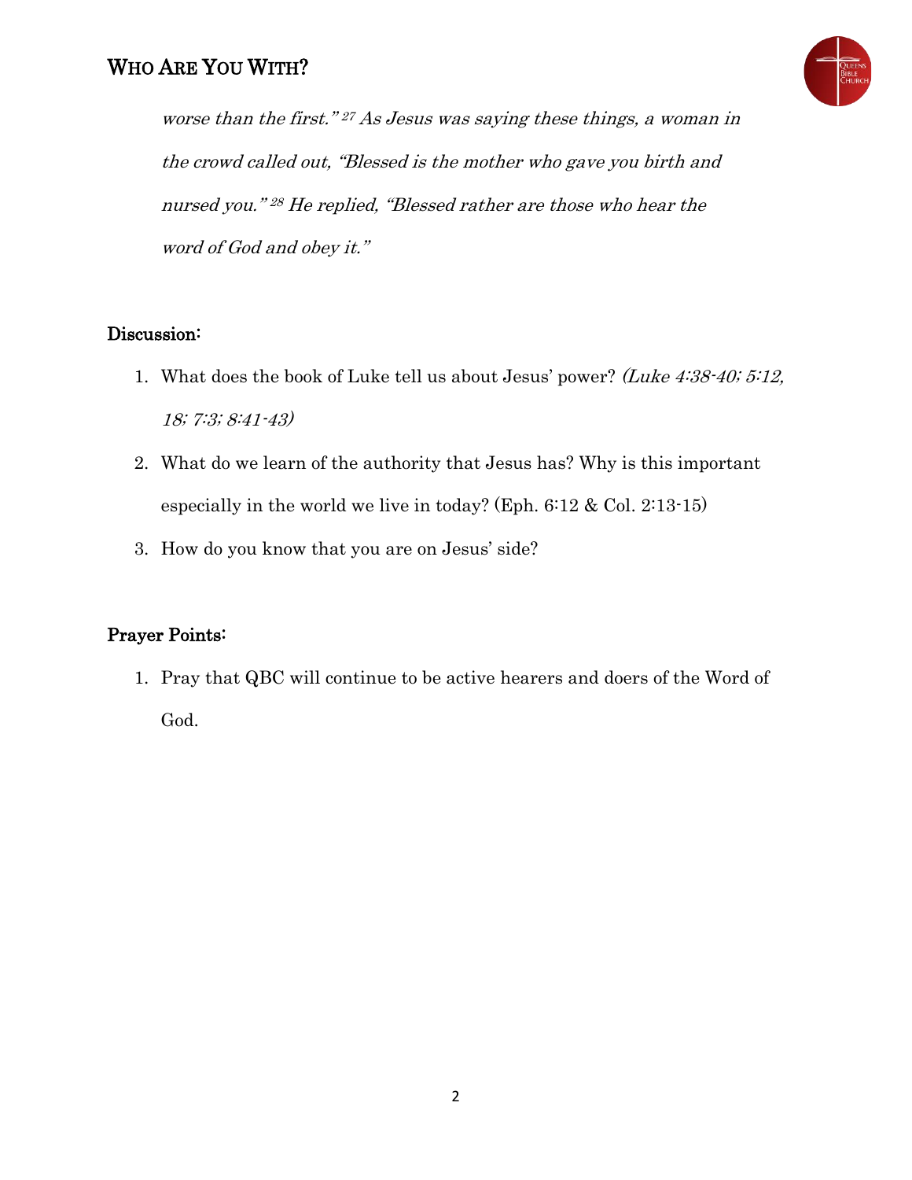*worse than the first."* [27] *As Jesus was saying these things, a woman in the crowd called out, "Blessed is the mother who gave you birth and nursed you."* [28] *He replied, "Blessed rather are those who hear the word of God and obey it."*

## Discussion:

1. What does the book of Luke tell us about Jesus' power? *(Luke 4:38-40; 5:12, 18; 7:3; 8:41-43)*
2. What do we learn of the authority that Jesus has? Why is this important especially in the world we live in today? (Eph. 6:12 & Col. 2:13-15)
3. How do you know that you are on Jesus' side?

## Prayer Points:

1. Pray that QBC will continue to be active hearers and doers of the Word of God.